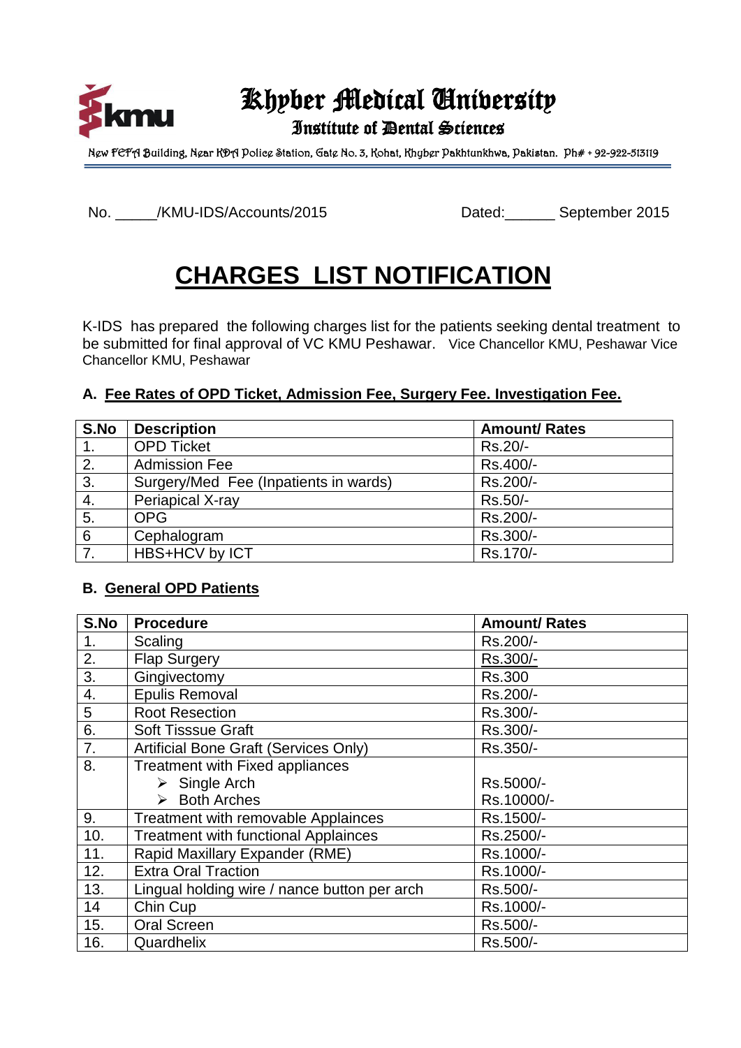# Khyber Medical University

## Institute of Dental Sciences

New FCFA Building, Near KDA Police Station, Gate No. 3, Kohat, Khyber Pakhtunkhwa, Pakistan. Ph# + 92-922-513119

No. _____/KMU-IDS/Accounts/2015 Dated:______ September 2015

# CHARGES LIST NOTIFICATION

K-IDS has prepared the following charges list for the patients seeking dental treatment to be submitted for final approval of VC KMU Peshawar. Vice Chancellor KMU, Peshawar Vice Chancellor KMU, Peshawar

### A. Fee Rates of OPD Ticket, Admission Fee, Surgery Fee. Investigation Fee.

| S.No | Description | Amount/ Rates |
|---|---|---|
| 1. | OPD Ticket | Rs.20/- |
| 2. | Admission Fee | Rs.400/- |
| 3. | Surgery/Med Fee (Inpatients in wards) | Rs.200/- |
| 4. | Periapical X-ray | Rs.50/- |
| 5. | OPG | Rs.200/- |
| 6 | Cephalogram | Rs.300/- |
| 7. | HBS+HCV by ICT | Rs.170/- |

### B. General OPD Patients

| S.No | Procedure | Amount/ Rates |
|---|---|---|
| 1. | Scaling | Rs.200/- |
| 2. | Flap Surgery | Rs.300/- |
| 3. | Gingivectomy | Rs.300 |
| 4. | Epulis Removal | Rs.200/- |
| 5 | Root Resection | Rs.300/- |
| 6. | Soft Tisssue Graft | Rs.300/- |
| 7. | Artificial Bone Graft (Services Only) | Rs.350/- |
| 8. | Treatment with Fixed appliances<br>➢ Single Arch<br>➢ Both Arches | <br>Rs.5000/-<br>Rs.10000/- |
| 9. | Treatment with removable Applainces | Rs.1500/- |
| 10. | Treatment with functional Applainces | Rs.2500/- |
| 11. | Rapid Maxillary Expander (RME) | Rs.1000/- |
| 12. | Extra Oral Traction | Rs.1000/- |
| 13. | Lingual holding wire / nance button per arch | Rs.500/- |
| 14 | Chin Cup | Rs.1000/- |
| 15. | Oral Screen | Rs.500/- |
| 16. | Quardhelix | Rs.500/- |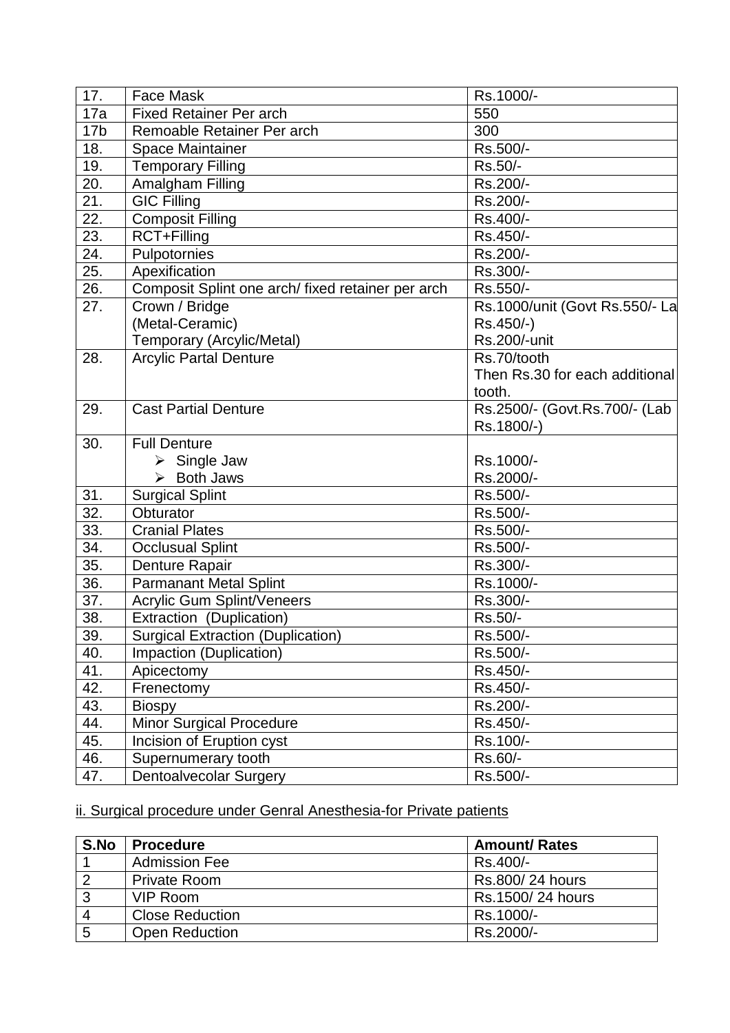| 17. | Face Mask | Rs.1000/- |
|---|---|---|
| 17a | Fixed Retainer Per arch | 550 |
| 17b | Remoable Retainer Per arch | 300 |
| 18. | Space Maintainer | Rs.500/- |
| 19. | Temporary Filling | Rs.50/- |
| 20. | Amalgham Filling | Rs.200/- |
| 21. | GIC Filling | Rs.200/- |
| 22. | Composit Filling | Rs.400/- |
| 23. | RCT+Filling | Rs.450/- |
| 24. | Pulpotornies | Rs.200/- |
| 25. | Apexification | Rs.300/- |
| 26. | Composit Splint one arch/ fixed retainer per arch | Rs.550/- |
| 27. | Crown / Bridge<br>(Metal-Ceramic)<br>Temporary (Arcylic/Metal) | Rs.1000/unit (Govt Rs.550/- La<br>Rs.450/-)<br>Rs.200/-unit |
| 28. | Arcylic Partal Denture | Rs.70/tooth<br>Then Rs.30 for each additional tooth. |
| 29. | Cast Partial Denture | Rs.2500/- (Govt.Rs.700/- (Lab Rs.1800/-) |
| 30. | Full Denture<br>➢ Single Jaw<br>➢ Both Jaws | <br>Rs.1000/-<br>Rs.2000/- |
| 31. | Surgical Splint | Rs.500/- |
| 32. | Obturator | Rs.500/- |
| 33. | Cranial Plates | Rs.500/- |
| 34. | Occlusual Splint | Rs.500/- |
| 35. | Denture Rapair | Rs.300/- |
| 36. | Parmanant Metal Splint | Rs.1000/- |
| 37. | Acrylic Gum Splint/Veneers | Rs.300/- |
| 38. | Extraction (Duplication) | Rs.50/- |
| 39. | Surgical Extraction (Duplication) | Rs.500/- |
| 40. | Impaction (Duplication) | Rs.500/- |
| 41. | Apicectomy | Rs.450/- |
| 42. | Frenectomy | Rs.450/- |
| 43. | Biospy | Rs.200/- |
| 44. | Minor Surgical Procedure | Rs.450/- |
| 45. | Incision of Eruption cyst | Rs.100/- |
| 46. | Supernumerary tooth | Rs.60/- |
| 47. | Dentoalvecolar Surgery | Rs.500/- |

ii. Surgical procedure under Genral Anesthesia-for Private patients

| S.No | Procedure | Amount/ Rates |
|---|---|---|
| 1 | Admission Fee | Rs.400/- |
| 2 | Private Room | Rs.800/ 24 hours |
| 3 | VIP Room | Rs.1500/ 24 hours |
| 4 | Close Reduction | Rs.1000/- |
| 5 | Open Reduction | Rs.2000/- |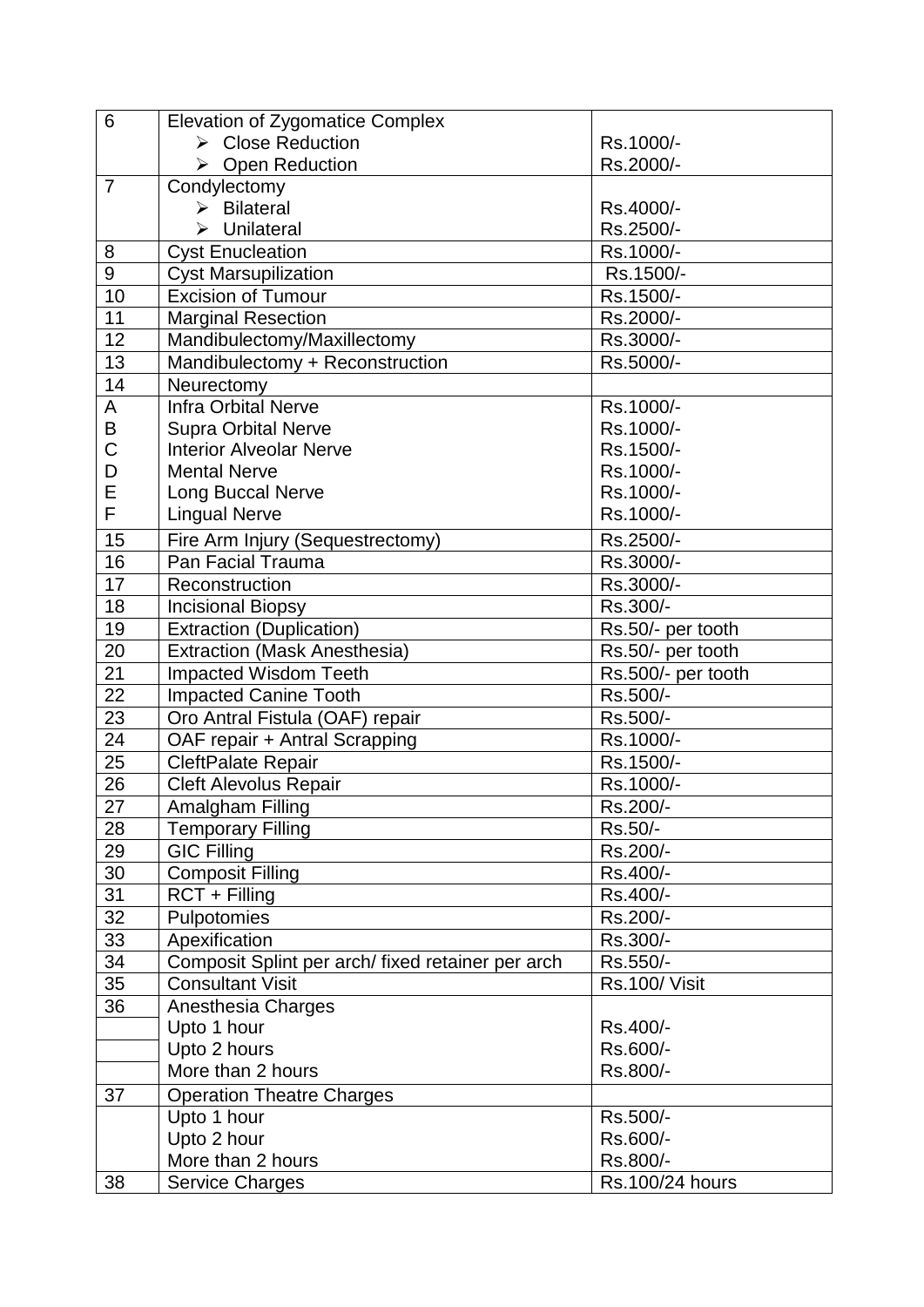| 6 | Elevation of Zygomatice Complex | |
|---|---|---|
| | ➢ Close Reduction | Rs.1000/- |
| | ➢ Open Reduction | Rs.2000/- |
| 7 | Condylectomy | |
| | ➢ Bilateral | Rs.4000/- |
| | ➢ Unilateral | Rs.2500/- |
| 8 | Cyst Enucleation | Rs.1000/- |
| 9 | Cyst Marsupilization | Rs.1500/- |
| 10 | Excision of Tumour | Rs.1500/- |
| 11 | Marginal Resection | Rs.2000/- |
| 12 | Mandibulectomy/Maxillectomy | Rs.3000/- |
| 13 | Mandibulectomy + Reconstruction | Rs.5000/- |
| 14 | Neurectomy | |
| A | Infra Orbital Nerve | Rs.1000/- |
| B | Supra Orbital Nerve | Rs.1000/- |
| C | Interior Alveolar Nerve | Rs.1500/- |
| D | Mental Nerve | Rs.1000/- |
| E | Long Buccal Nerve | Rs.1000/- |
| F | Lingual Nerve | Rs.1000/- |
| 15 | Fire Arm Injury (Sequestrectomy) | Rs.2500/- |
| 16 | Pan Facial Trauma | Rs.3000/- |
| 17 | Reconstruction | Rs.3000/- |
| 18 | Incisional Biopsy | Rs.300/- |
| 19 | Extraction (Duplication) | Rs.50/- per tooth |
| 20 | Extraction (Mask Anesthesia) | Rs.50/- per tooth |
| 21 | Impacted Wisdom Teeth | Rs.500/- per tooth |
| 22 | Impacted Canine Tooth | Rs.500/- |
| 23 | Oro Antral Fistula (OAF) repair | Rs.500/- |
| 24 | OAF repair + Antral Scrapping | Rs.1000/- |
| 25 | CleftPalate Repair | Rs.1500/- |
| 26 | Cleft Alevolus Repair | Rs.1000/- |
| 27 | Amalgham Filling | Rs.200/- |
| 28 | Temporary Filling | Rs.50/- |
| 29 | GIC Filling | Rs.200/- |
| 30 | Composit Filling | Rs.400/- |
| 31 | RCT + Filling | Rs.400/- |
| 32 | Pulpotomies | Rs.200/- |
| 33 | Apexification | Rs.300/- |
| 34 | Composit Splint per arch/ fixed retainer per arch | Rs.550/- |
| 35 | Consultant Visit | Rs.100/ Visit |
| 36 | Anesthesia Charges | |
| | Upto 1 hour | Rs.400/- |
| | Upto 2 hours | Rs.600/- |
| | More than 2 hours | Rs.800/- |
| 37 | Operation Theatre Charges | |
| | Upto 1 hour | Rs.500/- |
| | Upto 2 hour | Rs.600/- |
| | More than 2 hours | Rs.800/- |
| 38 | Service Charges | Rs.100/24 hours |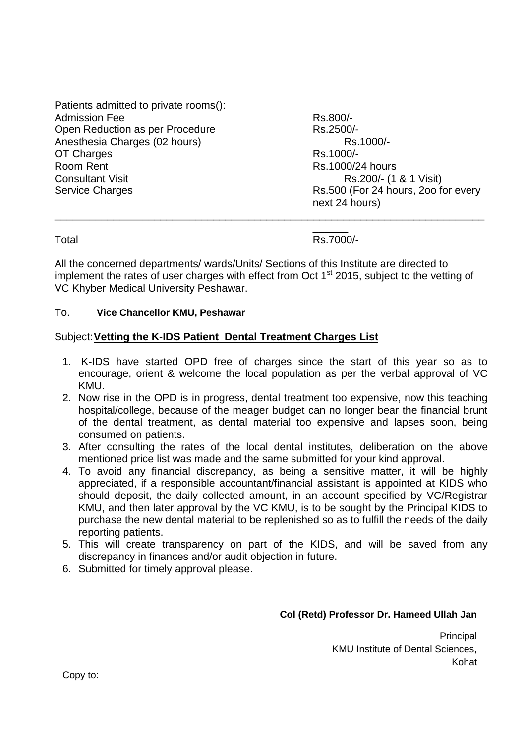Patients admitted to private rooms():

| | |
|---|---|
| Admission Fee | Rs.800/- |
| Open Reduction as per Procedure | Rs.2500/- |
| Anesthesia Charges (02 hours) | Rs.1000/- |
| OT Charges | Rs.1000/- |
| Room Rent | Rs.1000/24 hours |
| Consultant Visit | Rs.200/- (1 & 1 Visit) |
| Service Charges | Rs.500 (For 24 hours, 2oo for every next 24 hours) |
| Total | Rs.7000/- |

All the concerned departments/ wards/Units/ Sections of this Institute are directed to implement the rates of user charges with effect from Oct 1st 2015, subject to the vetting of VC Khyber Medical University Peshawar.

To. **Vice Chancellor KMU, Peshawar**

Subject: **Vetting the K-IDS Patient Dental Treatment Charges List**

1. K-IDS have started OPD free of charges since the start of this year so as to encourage, orient & welcome the local population as per the verbal approval of VC KMU.
2. Now rise in the OPD is in progress, dental treatment too expensive, now this teaching hospital/college, because of the meager budget can no longer bear the financial brunt of the dental treatment, as dental material too expensive and lapses soon, being consumed on patients.
3. After consulting the rates of the local dental institutes, deliberation on the above mentioned price list was made and the same submitted for your kind approval.
4. To avoid any financial discrepancy, as being a sensitive matter, it will be highly appreciated, if a responsible accountant/financial assistant is appointed at KIDS who should deposit, the daily collected amount, in an account specified by VC/Registrar KMU, and then later approval by the VC KMU, is to be sought by the Principal KIDS to purchase the new dental material to be replenished so as to fulfill the needs of the daily reporting patients.
5. This will create transparency on part of the KIDS, and will be saved from any discrepancy in finances and/or audit objection in future.
6. Submitted for timely approval please.

**Col (Retd) Professor Dr. Hameed Ullah Jan**

Principal
KMU Institute of Dental Sciences,
Kohat

Copy to: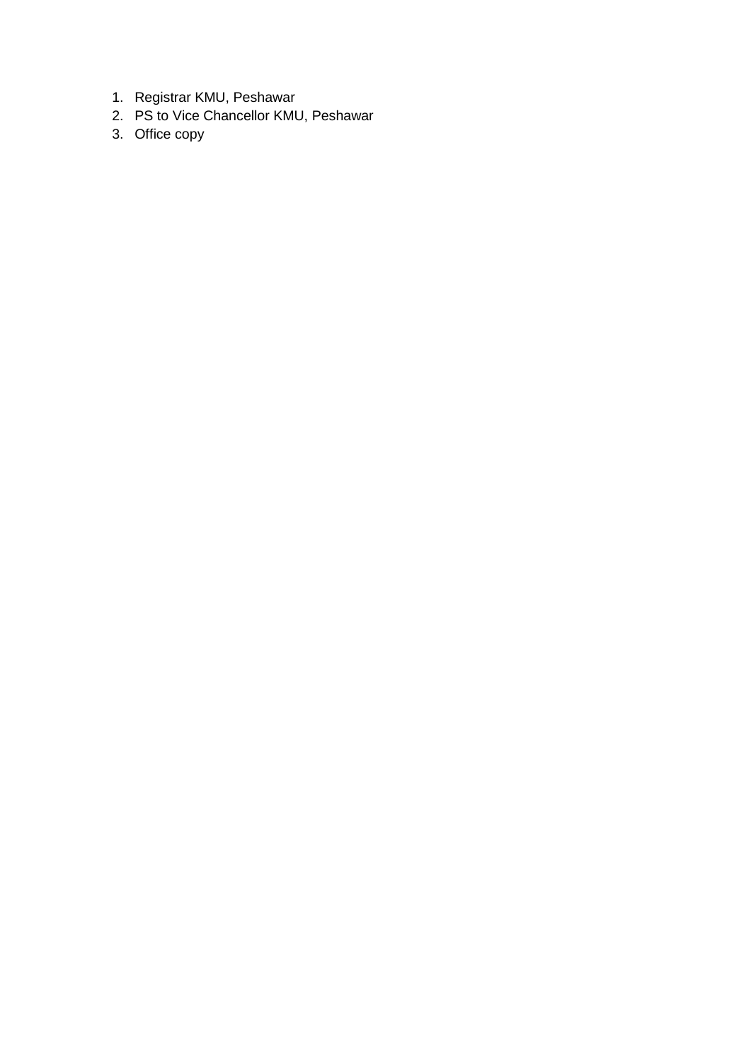1. Registrar KMU, Peshawar
2. PS to Vice Chancellor KMU, Peshawar
3. Office copy